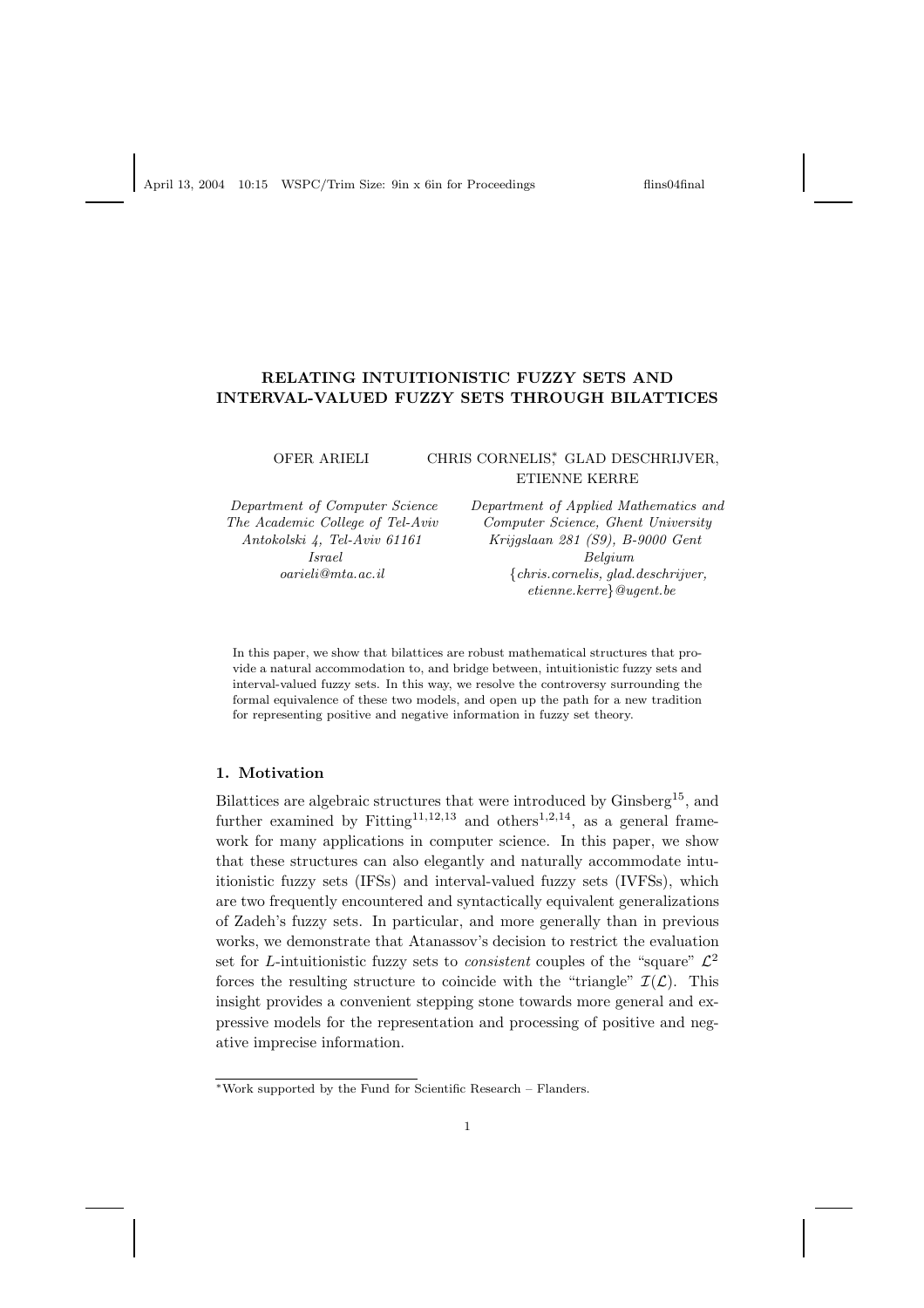# RELATING INTUITIONISTIC FUZZY SETS AND INTERVAL-VALUED FUZZY SETS THROUGH BILATTICES

OFER ARIELI

*Department of Computer Science*
*The Academic College of Tel-Aviv*
*Antokolski 4, Tel-Aviv 61161*
*Israel*
*oarieli@mta.ac.il*

CHRIS CORNELIS[*], GLAD DESCHRIJVER, ETIENNE KERRE

*Department of Applied Mathematics and Computer Science, Ghent University*
*Krijgslaan 281 (S9), B-9000 Gent*
*Belgium*
*{chris.cornelis, glad.deschrijver, etienne.kerre}@ugent.be*

In this paper, we show that bilattices are robust mathematical structures that provide a natural accommodation to, and bridge between, intuitionistic fuzzy sets and interval-valued fuzzy sets. In this way, we resolve the controversy surrounding the formal equivalence of these two models, and open up the path for a new tradition for representing positive and negative information in fuzzy set theory.

## 1. Motivation

Bilattices are algebraic structures that were introduced by Ginsberg[15], and further examined by Fitting[11,12,13] and others[1,2,14], as a general framework for many applications in computer science. In this paper, we show that these structures can also elegantly and naturally accommodate intuitionistic fuzzy sets (IFSs) and interval-valued fuzzy sets (IVFSs), which are two frequently encountered and syntactically equivalent generalizations of Zadeh's fuzzy sets. In particular, and more generally than in previous works, we demonstrate that Atanassov's decision to restrict the evaluation set for $L$-intuitionistic fuzzy sets to *consistent* couples of the "square" $\mathcal{L}^2$ forces the resulting structure to coincide with the "triangle" $\mathcal{I}(\mathcal{L})$. This insight provides a convenient stepping stone towards more general and expressive models for the representation and processing of positive and negative imprecise information.

[*] Work supported by the Fund for Scientific Research – Flanders.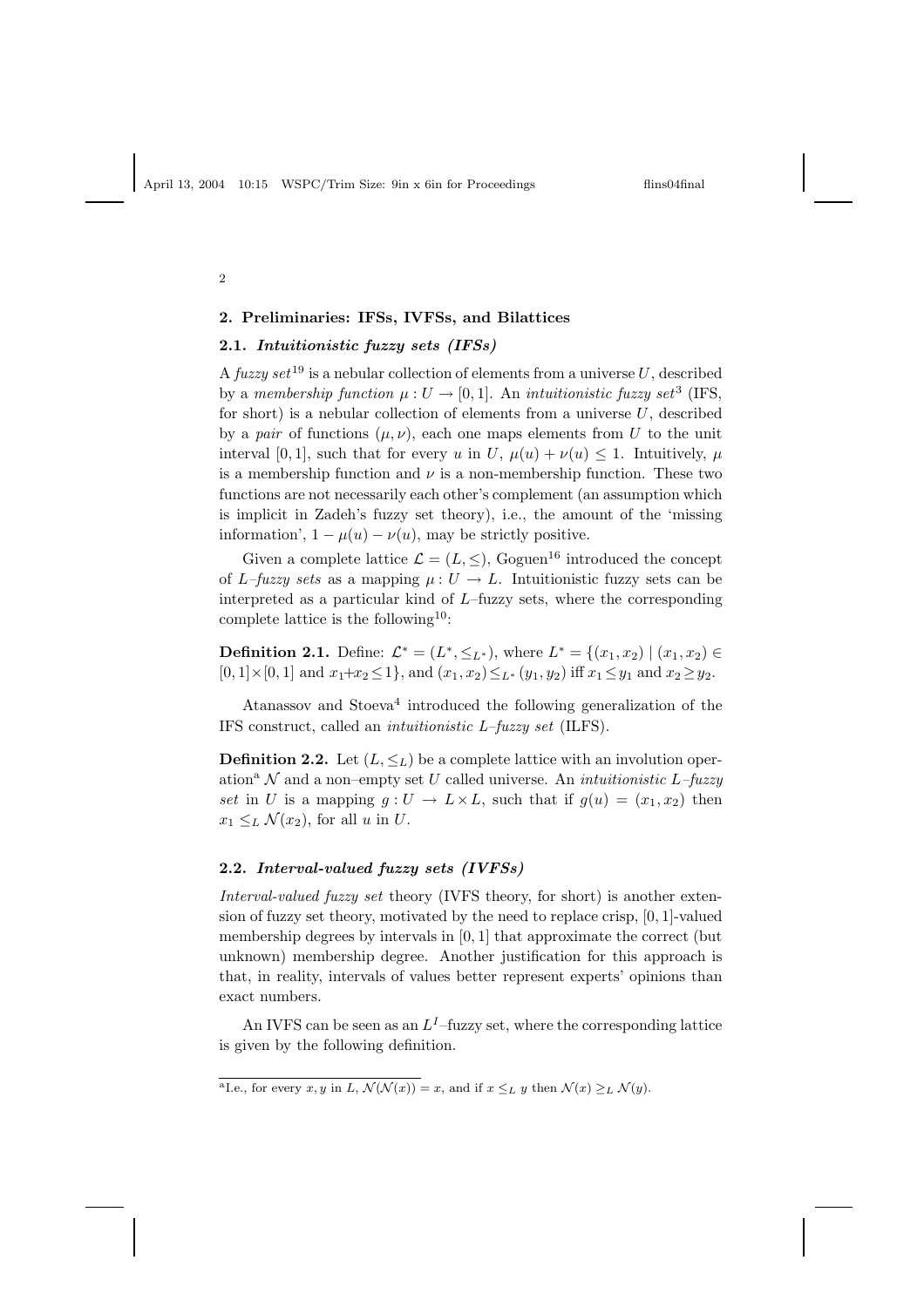## 2. Preliminaries: IFSs, IVFSs, and Bilattices

### 2.1. *Intuitionistic fuzzy sets (IFSs)*

A *fuzzy set*[19] is a nebular collection of elements from a universe $U$, described by a *membership function* $\mu : U \to [0, 1]$. An *intuitionistic fuzzy set*[3] (IFS, for short) is a nebular collection of elements from a universe $U$, described by a *pair* of functions $(\mu, \nu)$, each one maps elements from $U$ to the unit interval $[0, 1]$, such that for every $u$ in $U$, $\mu(u) + \nu(u) \leq 1$. Intuitively, $\mu$ is a membership function and $\nu$ is a non-membership function. These two functions are not necessarily each other's complement (an assumption which is implicit in Zadeh's fuzzy set theory), i.e., the amount of the 'missing information', $1 - \mu(u) - \nu(u)$, may be strictly positive.

Given a complete lattice $\mathcal{L} = (L, \leq)$, Goguen[16] introduced the concept of *L–fuzzy sets* as a mapping $\mu : U \to L$. Intuitionistic fuzzy sets can be interpreted as a particular kind of $L$–fuzzy sets, where the corresponding complete lattice is the following[10]:

**Definition 2.1.** Define: $\mathcal{L}^* = (L^*, \leq_{L^*})$, where $L^* = \{(x_1, x_2) \mid (x_1, x_2) \in [0, 1] \times [0, 1]$ and $x_1 + x_2 \leq 1\}$, and $(x_1, x_2) \leq_{L^*} (y_1, y_2)$ iff $x_1 \leq y_1$ and $x_2 \geq y_2$.

Atanassov and Stoeva[4] introduced the following generalization of the IFS construct, called an *intuitionistic L–fuzzy set* (ILFS).

**Definition 2.2.** Let $(L, \leq_L)$ be a complete lattice with an involution operation[a] $\mathcal{N}$ and a non–empty set $U$ called universe. An *intuitionistic L–fuzzy set* in $U$ is a mapping $g : U \to L \times L$, such that if $g(u) = (x_1, x_2)$ then $x_1 \leq_L \mathcal{N}(x_2)$, for all $u$ in $U$.

### 2.2. *Interval-valued fuzzy sets (IVFSs)*

*Interval-valued fuzzy set* theory (IVFS theory, for short) is another extension of fuzzy set theory, motivated by the need to replace crisp, $[0, 1]$-valued membership degrees by intervals in $[0, 1]$ that approximate the correct (but unknown) membership degree. Another justification for this approach is that, in reality, intervals of values better represent experts' opinions than exact numbers.

An IVFS can be seen as an $L^I$–fuzzy set, where the corresponding lattice is given by the following definition.

[a] I.e., for every $x, y$ in $L$, $\mathcal{N}(\mathcal{N}(x)) = x$, and if $x \leq_L y$ then $\mathcal{N}(x) \geq_L \mathcal{N}(y)$.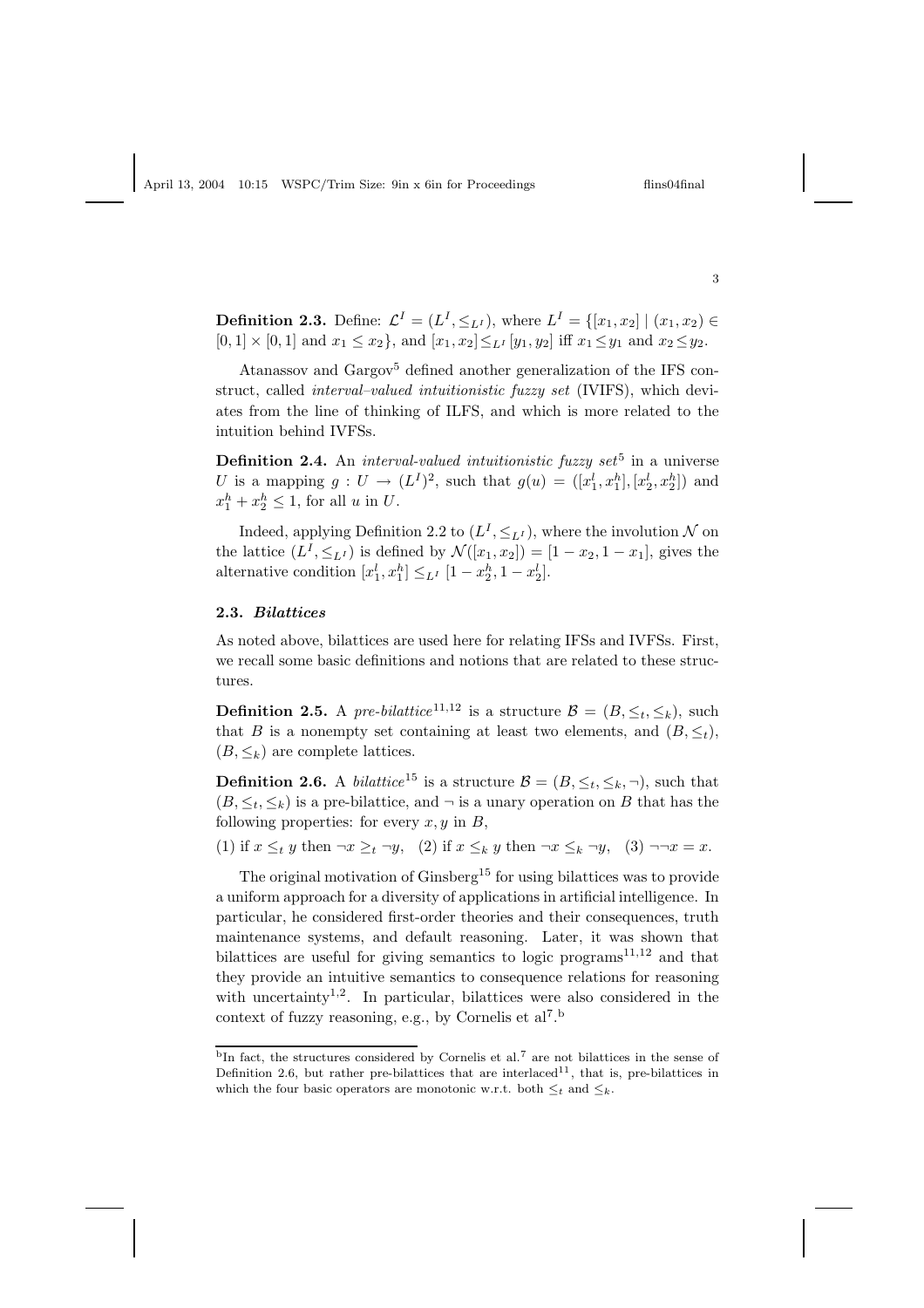**Definition 2.3.** Define: $\mathcal{L}^I = (L^I, \leq_{L^I})$, where $L^I = \{[x_1, x_2] \mid (x_1, x_2) \in [0,1] \times [0,1]$ and $x_1 \leq x_2\}$, and $[x_1, x_2] \leq_{L^I} [y_1, y_2]$ iff $x_1 \leq y_1$ and $x_2 \leq y_2$.

Atanassov and Gargov[5] defined another generalization of the IFS construct, called *interval–valued intuitionistic fuzzy set* (IVIFS), which deviates from the line of thinking of ILFS, and which is more related to the intuition behind IVFSs.

**Definition 2.4.** An *interval-valued intuitionistic fuzzy set*[5] in a universe $U$ is a mapping $g : U \to (L^I)^2$, such that $g(u) = ([x_1^l, x_1^h], [x_2^l, x_2^h])$ and $x_1^h + x_2^h \leq 1$, for all $u$ in $U$.

Indeed, applying Definition 2.2 to $(L^I, \leq_{L^I})$, where the involution $\mathcal{N}$ on the lattice $(L^I, \leq_{L^I})$ is defined by $\mathcal{N}([x_1, x_2]) = [1 - x_2, 1 - x_1]$, gives the alternative condition $[x_1^l, x_1^h] \leq_{L^I} [1 - x_2^h, 1 - x_2^l]$.

### 2.3. *Bilattices*

As noted above, bilattices are used here for relating IFSs and IVFSs. First, we recall some basic definitions and notions that are related to these structures.

**Definition 2.5.** A *pre-bilattice*[11,12] is a structure $\mathcal{B} = (B, \leq_t, \leq_k)$, such that $B$ is a nonempty set containing at least two elements, and $(B, \leq_t)$, $(B, \leq_k)$ are complete lattices.

**Definition 2.6.** A *bilattice*[15] is a structure $\mathcal{B} = (B, \leq_t, \leq_k, \neg)$, such that $(B, \leq_t, \leq_k)$ is a pre-bilattice, and $\neg$ is a unary operation on $B$ that has the following properties: for every $x, y$ in $B$,

(1) if $x \leq_t y$ then $\neg x \geq_t \neg y$, (2) if $x \leq_k y$ then $\neg x \leq_k \neg y$, (3) $\neg\neg x = x$.

The original motivation of Ginsberg[15] for using bilattices was to provide a uniform approach for a diversity of applications in artificial intelligence. In particular, he considered first-order theories and their consequences, truth maintenance systems, and default reasoning. Later, it was shown that bilattices are useful for giving semantics to logic programs[11,12] and that they provide an intuitive semantics to consequence relations for reasoning with uncertainty[1,2]. In particular, bilattices were also considered in the context of fuzzy reasoning, e.g., by Cornelis et al[7].[b]

---

[b] In fact, the structures considered by Cornelis et al.[7] are not bilattices in the sense of Definition 2.6, but rather pre-bilattices that are interlaced[11], that is, pre-bilattices in which the four basic operators are monotonic w.r.t. both $\leq_t$ and $\leq_k$.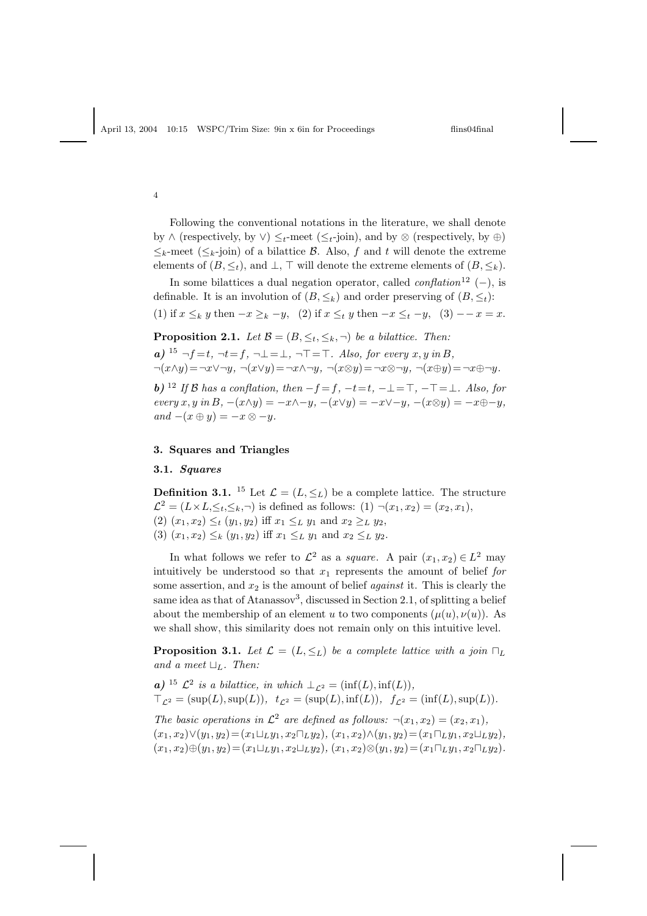Following the conventional notations in the literature, we shall denote by $\wedge$ (respectively, by $\vee$) $\leq_t$-meet ($\leq_t$-join), and by $\otimes$ (respectively, by $\oplus$) $\leq_k$-meet ($\leq_k$-join) of a bilattice $\mathcal{B}$. Also, $f$ and $t$ will denote the extreme elements of $(B, \leq_t)$, and $\perp$, $\top$ will denote the extreme elements of $(B, \leq_k)$.

In some bilattices a dual negation operator, called *conflation*[12] $(-)$, is definable. It is an involution of $(B, \leq_k)$ and order preserving of $(B, \leq_t)$: (1) if $x \leq_k y$ then $-x \geq_k -y$, (2) if $x \leq_t y$ then $-x \leq_t -y$, (3) $--x = x$.

**Proposition 2.1.** *Let $\mathcal{B} = (B, \leq_t, \leq_k, \neg)$ be a bilattice. Then:*

***a)*** [15] *$\neg f = t$, $\neg t = f$, $\neg \perp = \perp$, $\neg \top = \top$. Also, for every $x, y$ in $B$, $\neg(x \wedge y) = \neg x \vee \neg y$, $\neg(x \vee y) = \neg x \wedge \neg y$, $\neg(x \otimes y) = \neg x \otimes \neg y$, $\neg(x \oplus y) = \neg x \oplus \neg y$.*

***b)*** [12] *If $\mathcal{B}$ has a conflation, then $-f = f$, $-t = t$, $-\perp = \top$, $-\top = \perp$. Also, for every $x, y$ in $B$, $-(x \wedge y) = -x \wedge -y$, $-(x \vee y) = -x \vee -y$, $-(x \otimes y) = -x \oplus -y$, and $-(x \oplus y) = -x \otimes -y$.*

## 3. Squares and Triangles

### 3.1. *Squares*

**Definition 3.1.** [15] Let $\mathcal{L} = (L, \leq_L)$ be a complete lattice. The structure $\mathcal{L}^2 = (L \times L, \leq_t, \leq_k, \neg)$ is defined as follows: (1) $\neg(x_1, x_2) = (x_2, x_1)$, (2) $(x_1, x_2) \leq_t (y_1, y_2)$ iff $x_1 \leq_L y_1$ and $x_2 \geq_L y_2$, (3) $(x_1, x_2) \leq_k (y_1, y_2)$ iff $x_1 \leq_L y_1$ and $x_2 \leq_L y_2$.

In what follows we refer to $\mathcal{L}^2$ as a *square*. A pair $(x_1, x_2) \in L^2$ may intuitively be understood so that $x_1$ represents the amount of belief *for* some assertion, and $x_2$ is the amount of belief *against* it. This is clearly the same idea as that of Atanassov[3], discussed in Section 2.1, of splitting a belief about the membership of an element $u$ to two components $(\mu(u), \nu(u))$. As we shall show, this similarity does not remain only on this intuitive level.

**Proposition 3.1.** *Let $\mathcal{L} = (L, \leq_L)$ be a complete lattice with a join $\sqcap_L$ and a meet $\sqcup_L$. Then:*

***a)*** [15] *$\mathcal{L}^2$ is a bilattice, in which $\perp_{\mathcal{L}^2} = (\inf(L), \inf(L))$, $\top_{\mathcal{L}^2} = (\sup(L), \sup(L))$, $t_{\mathcal{L}^2} = (\sup(L), \inf(L))$, $f_{\mathcal{L}^2} = (\inf(L), \sup(L))$.*

*The basic operations in $\mathcal{L}^2$ are defined as follows: $\neg(x_1, x_2) = (x_2, x_1)$, $(x_1, x_2) \vee (y_1, y_2) = (x_1 \sqcup_L y_1, x_2 \sqcap_L y_2)$, $(x_1, x_2) \wedge (y_1, y_2) = (x_1 \sqcap_L y_1, x_2 \sqcup_L y_2)$, $(x_1, x_2) \oplus (y_1, y_2) = (x_1 \sqcup_L y_1, x_2 \sqcup_L y_2)$, $(x_1, x_2) \otimes (y_1, y_2) = (x_1 \sqcap_L y_1, x_2 \sqcap_L y_2)$.*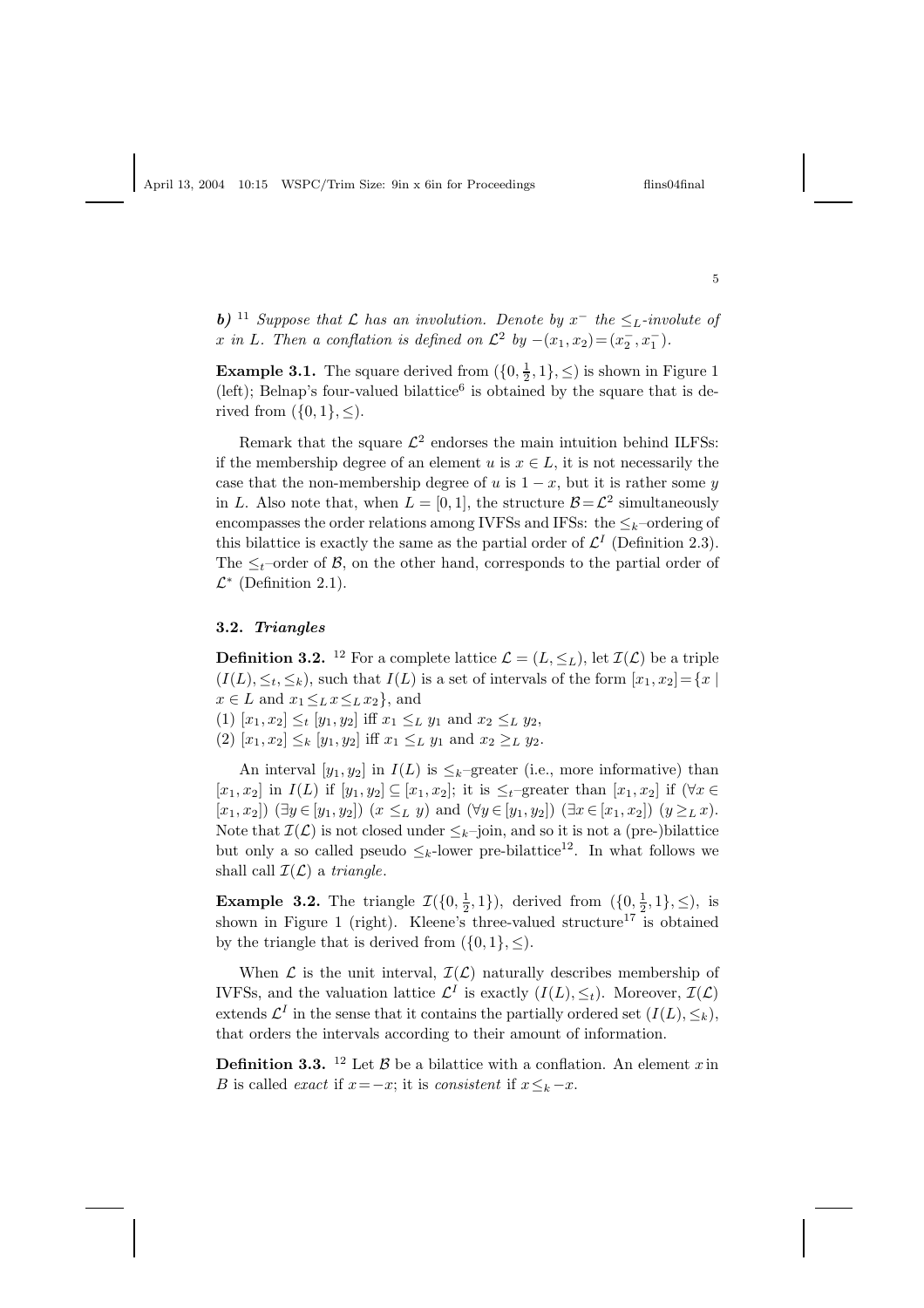***b)*** [11] *Suppose that $\mathcal{L}$ has an involution. Denote by $x^-$ the $\leq_L$-involute of $x$ in $L$. Then a conflation is defined on $\mathcal{L}^2$ by $-(x_1, x_2) = (x_2^-, x_1^-)$.*

**Example 3.1.** The square derived from $(\{0, \frac{1}{2}, 1\}, \leq)$ is shown in Figure 1 (left); Belnap's four-valued bilattice[6] is obtained by the square that is derived from $(\{0, 1\}, \leq)$.

Remark that the square $\mathcal{L}^2$ endorses the main intuition behind ILFSs: if the membership degree of an element $u$ is $x \in L$, it is not necessarily the case that the non-membership degree of $u$ is $1 - x$, but it is rather some $y$ in $L$. Also note that, when $L = [0, 1]$, the structure $\mathcal{B} = \mathcal{L}^2$ simultaneously encompasses the order relations among IVFSs and IFSs: the $\leq_k$–ordering of this bilattice is exactly the same as the partial order of $\mathcal{L}^I$ (Definition 2.3). The $\leq_t$–order of $\mathcal{B}$, on the other hand, corresponds to the partial order of $\mathcal{L}^*$ (Definition 2.1).

### 3.2. *Triangles*

**Definition 3.2.** [12] For a complete lattice $\mathcal{L} = (L, \leq_L)$, let $\mathcal{I}(\mathcal{L})$ be a triple $(I(L), \leq_t, \leq_k)$, such that $I(L)$ is a set of intervals of the form $[x_1, x_2] = \{x \mid x \in L \text{ and } x_1 \leq_L x \leq_L x_2\}$, and

(1) $[x_1, x_2] \leq_t [y_1, y_2]$ iff $x_1 \leq_L y_1$ and $x_2 \leq_L y_2$,
(2) $[x_1, x_2] \leq_k [y_1, y_2]$ iff $x_1 \leq_L y_1$ and $x_2 \geq_L y_2$.

An interval $[y_1, y_2]$ in $I(L)$ is $\leq_k$–greater (i.e., more informative) than $[x_1, x_2]$ in $I(L)$ if $[y_1, y_2] \subseteq [x_1, x_2]$; it is $\leq_t$–greater than $[x_1, x_2]$ if $(\forall x \in [x_1, x_2])$ $(\exists y \in [y_1, y_2])$ $(x \leq_L y)$ and $(\forall y \in [y_1, y_2])$ $(\exists x \in [x_1, x_2])$ $(y \geq_L x)$. Note that $\mathcal{I}(\mathcal{L})$ is not closed under $\leq_k$–join, and so it is not a (pre-)bilattice but only a so called pseudo $\leq_k$-lower pre-bilattice[12]. In what follows we shall call $\mathcal{I}(\mathcal{L})$ a *triangle*.

**Example 3.2.** The triangle $\mathcal{I}(\{0, \frac{1}{2}, 1\})$, derived from $(\{0, \frac{1}{2}, 1\}, \leq)$, is shown in Figure 1 (right). Kleene's three-valued structure[17] is obtained by the triangle that is derived from $(\{0, 1\}, \leq)$.

When $\mathcal{L}$ is the unit interval, $\mathcal{I}(\mathcal{L})$ naturally describes membership of IVFSs, and the valuation lattice $\mathcal{L}^I$ is exactly $(I(L), \leq_t)$. Moreover, $\mathcal{I}(\mathcal{L})$ extends $\mathcal{L}^I$ in the sense that it contains the partially ordered set $(I(L), \leq_k)$, that orders the intervals according to their amount of information.

**Definition 3.3.** [12] Let $\mathcal{B}$ be a bilattice with a conflation. An element $x$ in $B$ is called *exact* if $x = -x$; it is *consistent* if $x \leq_k -x$.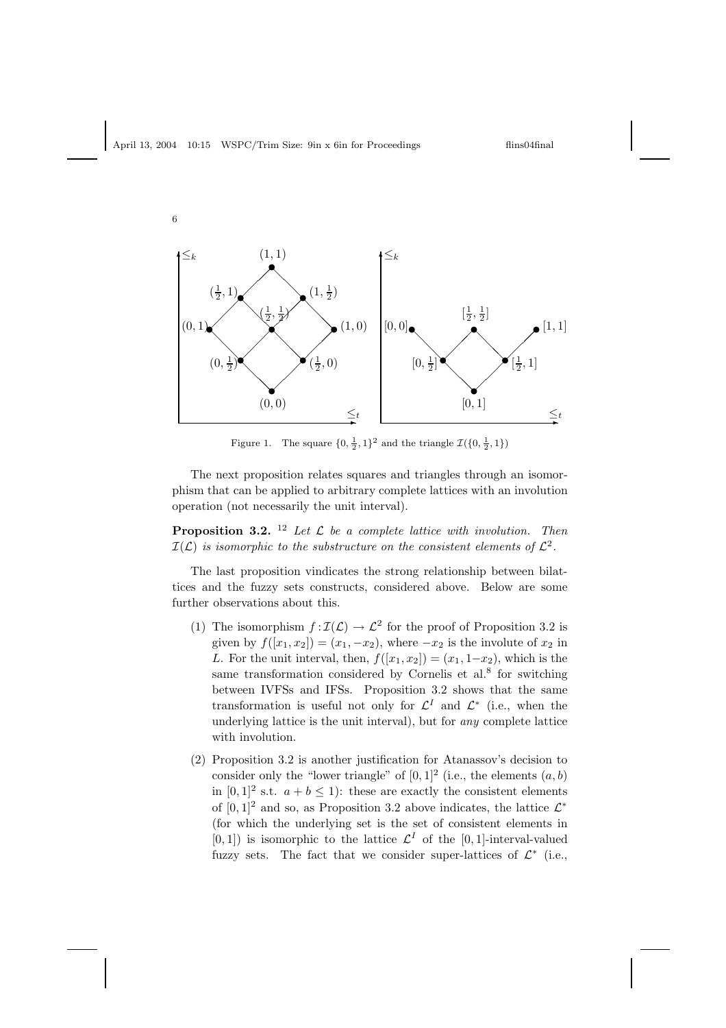Figure 1. The square $\{0, \frac{1}{2}, 1\}^2$ and the triangle $\mathcal{I}(\{0, \frac{1}{2}, 1\})$

The next proposition relates squares and triangles through an isomorphism that can be applied to arbitrary complete lattices with an involution operation (not necessarily the unit interval).

**Proposition 3.2.** [12] *Let $\mathcal{L}$ be a complete lattice with involution. Then $\mathcal{I}(\mathcal{L})$ is isomorphic to the substructure on the consistent elements of $\mathcal{L}^2$.*

The last proposition vindicates the strong relationship between bilattices and the fuzzy sets constructs, considered above. Below are some further observations about this.

1. The isomorphism $f : \mathcal{I}(\mathcal{L}) \to \mathcal{L}^2$ for the proof of Proposition 3.2 is given by $f([x_1, x_2]) = (x_1, -x_2)$, where $-x_2$ is the involute of $x_2$ in $L$. For the unit interval, then, $f([x_1, x_2]) = (x_1, 1-x_2)$, which is the same transformation considered by Cornelis et al.[8] for switching between IVFSs and IFSs. Proposition 3.2 shows that the same transformation is useful not only for $\mathcal{L}^I$ and $\mathcal{L}^*$ (i.e., when the underlying lattice is the unit interval), but for *any* complete lattice with involution.
2. Proposition 3.2 is another justification for Atanassov's decision to consider only the "lower triangle" of $[0, 1]^2$ (i.e., the elements $(a, b)$ in $[0, 1]^2$ s.t. $a + b \leq 1$): these are exactly the consistent elements of $[0, 1]^2$ and so, as Proposition 3.2 above indicates, the lattice $\mathcal{L}^*$ (for which the underlying set is the set of consistent elements in $[0, 1]$) is isomorphic to the lattice $\mathcal{L}^I$ of the $[0, 1]$-interval-valued fuzzy sets. The fact that we consider super-lattices of $\mathcal{L}^*$ (i.e.,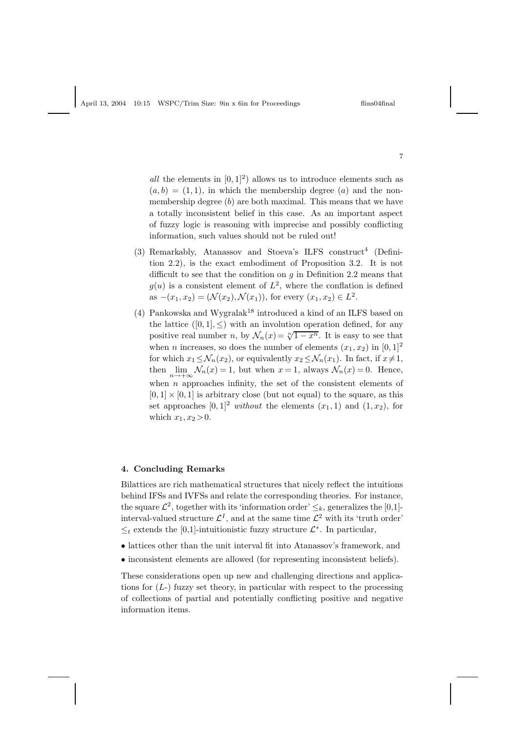*all* the elements in $[0,1]^2$) allows us to introduce elements such as $(a,b) = (1,1)$, in which the membership degree ($a$) and the non-membership degree ($b$) are both maximal. This means that we have a totally inconsistent belief in this case. As an important aspect of fuzzy logic is reasoning with imprecise and possibly conflicting information, such values should not be ruled out!

(3) Remarkably, Atanassov and Stoeva's ILFS construct[4] (Definition 2.2), is the exact embodiment of Proposition 3.2. It is not difficult to see that the condition on $g$ in Definition 2.2 means that $g(u)$ is a consistent element of $L^2$, where the conflation is defined as $-(x_1, x_2) = (\mathcal{N}(x_2), \mathcal{N}(x_1))$, for every $(x_1, x_2) \in L^2$.

(4) Pankowska and Wygralak[18] introduced a kind of an ILFS based on the lattice $([0,1], \leq)$ with an involution operation defined, for any positive real number $n$, by $\mathcal{N}_n(x) = \sqrt[n]{1-x^n}$. It is easy to see that when $n$ increases, so does the number of elements $(x_1, x_2)$ in $[0,1]^2$ for which $x_1 \leq \mathcal{N}_n(x_2)$, or equivalently $x_2 \leq \mathcal{N}_n(x_1)$. In fact, if $x \neq 1$, then $\lim_{n \to +\infty} \mathcal{N}_n(x) = 1$, but when $x = 1$, always $\mathcal{N}_n(x) = 0$. Hence, when $n$ approaches infinity, the set of the consistent elements of $[0,1] \times [0,1]$ is arbitrary close (but not equal) to the square, as this set approaches $[0,1]^2$ *without* the elements $(x_1, 1)$ and $(1, x_2)$, for which $x_1, x_2 > 0$.

## 4. Concluding Remarks

Bilattices are rich mathematical structures that nicely reflect the intuitions behind IFSs and IVFSs and relate the corresponding theories. For instance, the square $\mathcal{L}^2$, together with its 'information order' $\leq_k$, generalizes the [0,1]-interval-valued structure $\mathcal{L}^I$, and at the same time $\mathcal{L}^2$ with its 'truth order' $\leq_t$ extends the [0,1]-intuitionistic fuzzy structure $\mathcal{L}^*$. In particular,

- lattices other than the unit interval fit into Atanassov's framework, and
- inconsistent elements are allowed (for representing inconsistent beliefs).

These considerations open up new and challenging directions and applications for ($L$-) fuzzy set theory, in particular with respect to the processing of collections of partial and potentially conflicting positive and negative information items.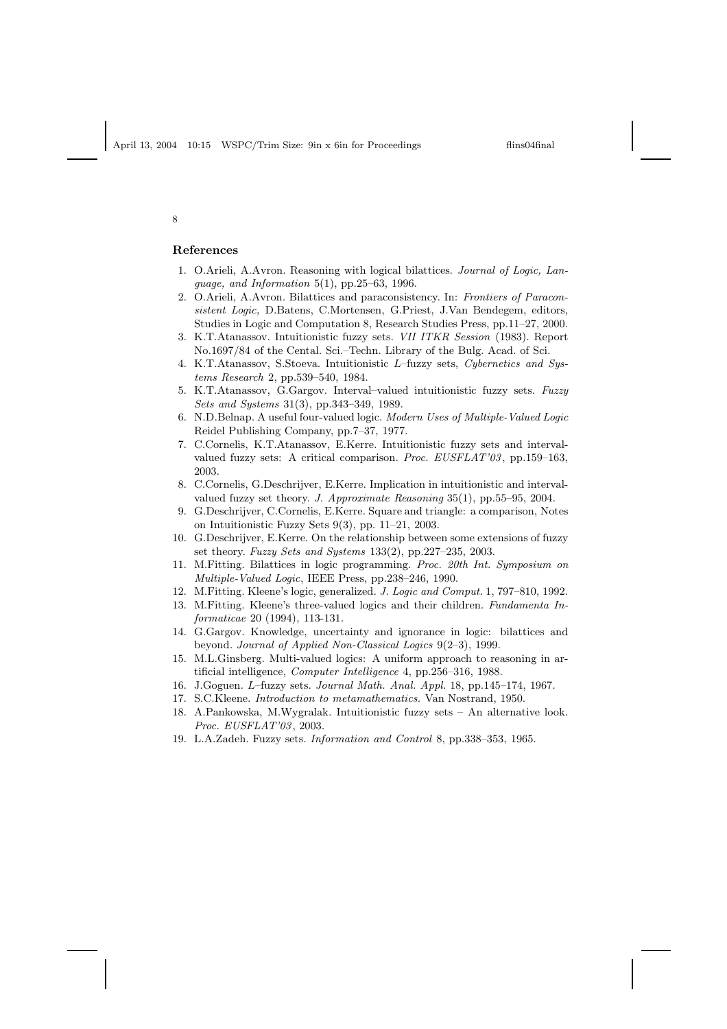## References

1. O.Arieli, A.Avron. Reasoning with logical bilattices. *Journal of Logic, Language, and Information* 5(1), pp.25–63, 1996.
2. O.Arieli, A.Avron. Bilattices and paraconsistency. In: *Frontiers of Paraconsistent Logic,* D.Batens, C.Mortensen, G.Priest, J.Van Bendegem, editors, Studies in Logic and Computation 8, Research Studies Press, pp.11–27, 2000.
3. K.T.Atanassov. Intuitionistic fuzzy sets. *VII ITKR Session* (1983). Report No.1697/84 of the Cental. Sci.–Techn. Library of the Bulg. Acad. of Sci.
4. K.T.Atanassov, S.Stoeva. Intuitionistic *L*–fuzzy sets, *Cybernetics and Systems Research* 2, pp.539–540, 1984.
5. K.T.Atanassov, G.Gargov. Interval–valued intuitionistic fuzzy sets. *Fuzzy Sets and Systems* 31(3), pp.343–349, 1989.
6. N.D.Belnap. A useful four-valued logic. *Modern Uses of Multiple-Valued Logic* Reidel Publishing Company, pp.7–37, 1977.
7. C.Cornelis, K.T.Atanassov, E.Kerre. Intuitionistic fuzzy sets and interval-valued fuzzy sets: A critical comparison. *Proc. EUSFLAT'03*, pp.159–163, 2003.
8. C.Cornelis, G.Deschrijver, E.Kerre. Implication in intuitionistic and interval-valued fuzzy set theory. *J. Approximate Reasoning* 35(1), pp.55–95, 2004.
9. G.Deschrijver, C.Cornelis, E.Kerre. Square and triangle: a comparison, Notes on Intuitionistic Fuzzy Sets 9(3), pp. 11–21, 2003.
10. G.Deschrijver, E.Kerre. On the relationship between some extensions of fuzzy set theory. *Fuzzy Sets and Systems* 133(2), pp.227–235, 2003.
11. M.Fitting. Bilattices in logic programming. *Proc. 20th Int. Symposium on Multiple-Valued Logic*, IEEE Press, pp.238–246, 1990.
12. M.Fitting. Kleene's logic, generalized. *J. Logic and Comput.* 1, 797–810, 1992.
13. M.Fitting. Kleene's three-valued logics and their children. *Fundamenta Informaticae* 20 (1994), 113-131.
14. G.Gargov. Knowledge, uncertainty and ignorance in logic: bilattices and beyond. *Journal of Applied Non-Classical Logics* 9(2–3), 1999.
15. M.L.Ginsberg. Multi-valued logics: A uniform approach to reasoning in artificial intelligence, *Computer Intelligence* 4, pp.256–316, 1988.
16. J.Goguen. *L*–fuzzy sets. *Journal Math. Anal. Appl.* 18, pp.145–174, 1967.
17. S.C.Kleene. *Introduction to metamathematics.* Van Nostrand, 1950.
18. A.Pankowska, M.Wygralak. Intuitionistic fuzzy sets – An alternative look. *Proc. EUSFLAT'03*, 2003.
19. L.A.Zadeh. Fuzzy sets. *Information and Control* 8, pp.338–353, 1965.